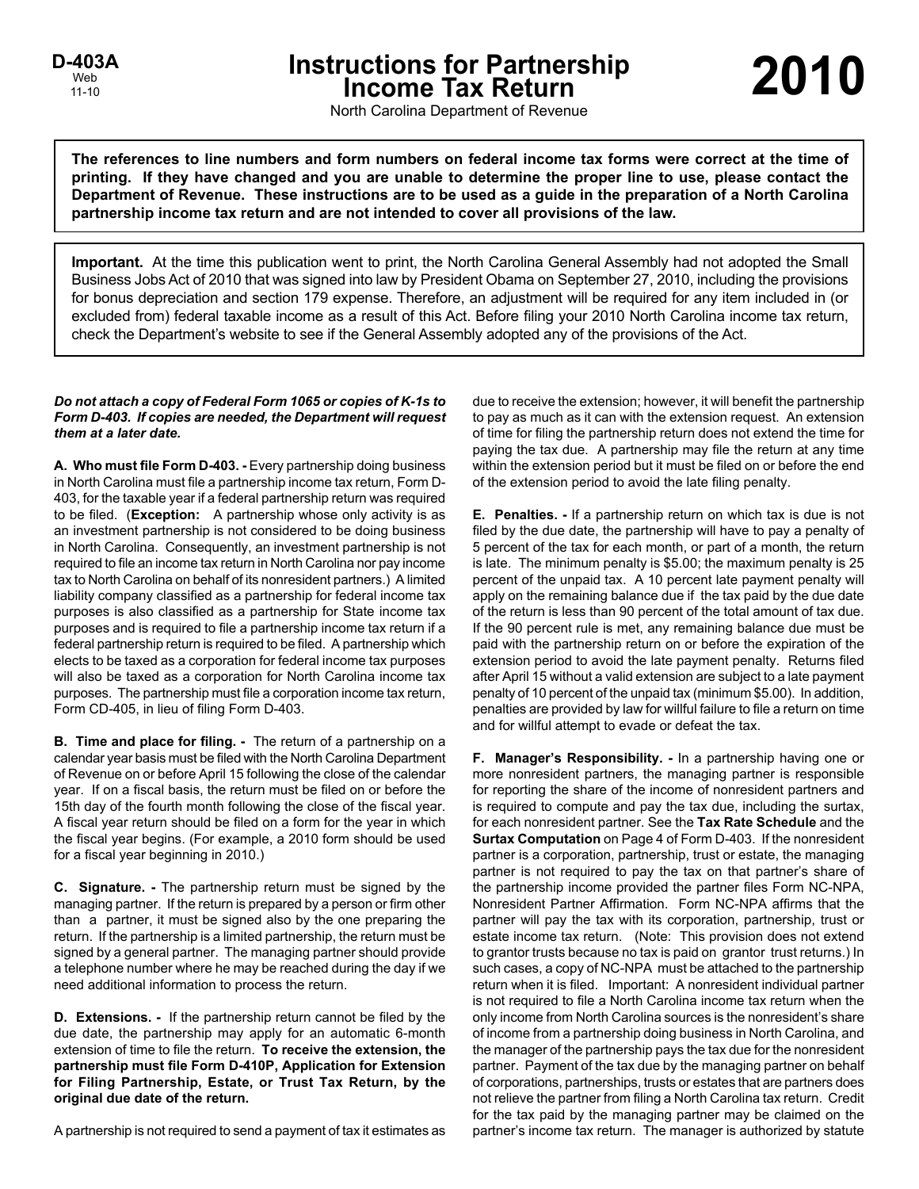D-403A
Web
11-10

# Instructions for Partnership Income Tax Return

# 2010

North Carolina Department of Revenue

**The references to line numbers and form numbers on federal income tax forms were correct at the time of printing. If they have changed and you are unable to determine the proper line to use, please contact the Department of Revenue. These instructions are to be used as a guide in the preparation of a North Carolina partnership income tax return and are not intended to cover all provisions of the law.**

**Important.** At the time this publication went to print, the North Carolina General Assembly had not adopted the Small Business Jobs Act of 2010 that was signed into law by President Obama on September 27, 2010, including the provisions for bonus depreciation and section 179 expense. Therefore, an adjustment will be required for any item included in (or excluded from) federal taxable income as a result of this Act. Before filing your 2010 North Carolina income tax return, check the Department's website to see if the General Assembly adopted any of the provisions of the Act.

***Do not attach a copy of Federal Form 1065 or copies of K-1s to Form D-403. If copies are needed, the Department will request them at a later date.***

**A. Who must file Form D-403. -** Every partnership doing business in North Carolina must file a partnership income tax return, Form D-403, for the taxable year if a federal partnership return was required to be filed. (**Exception:** A partnership whose only activity is as an investment partnership is not considered to be doing business in North Carolina. Consequently, an investment partnership is not required to file an income tax return in North Carolina nor pay income tax to North Carolina on behalf of its nonresident partners.) A limited liability company classified as a partnership for federal income tax purposes is also classified as a partnership for State income tax purposes and is required to file a partnership income tax return if a federal partnership return is required to be filed. A partnership which elects to be taxed as a corporation for federal income tax purposes will also be taxed as a corporation for North Carolina income tax purposes. The partnership must file a corporation income tax return, Form CD-405, in lieu of filing Form D-403.

**B. Time and place for filing. -** The return of a partnership on a calendar year basis must be filed with the North Carolina Department of Revenue on or before April 15 following the close of the calendar year. If on a fiscal basis, the return must be filed on or before the 15th day of the fourth month following the close of the fiscal year. A fiscal year return should be filed on a form for the year in which the fiscal year begins. (For example, a 2010 form should be used for a fiscal year beginning in 2010.)

**C. Signature. -** The partnership return must be signed by the managing partner. If the return is prepared by a person or firm other than a partner, it must be signed also by the one preparing the return. If the partnership is a limited partnership, the return must be signed by a general partner. The managing partner should provide a telephone number where he may be reached during the day if we need additional information to process the return.

**D. Extensions. -** If the partnership return cannot be filed by the due date, the partnership may apply for an automatic 6-month extension of time to file the return. **To receive the extension, the partnership must file Form D-410P, Application for Extension for Filing Partnership, Estate, or Trust Tax Return, by the original due date of the return.**

A partnership is not required to send a payment of tax it estimates as due to receive the extension; however, it will benefit the partnership to pay as much as it can with the extension request. An extension of time for filing the partnership return does not extend the time for paying the tax due. A partnership may file the return at any time within the extension period but it must be filed on or before the end of the extension period to avoid the late filing penalty.

**E. Penalties. -** If a partnership return on which tax is due is not filed by the due date, the partnership will have to pay a penalty of 5 percent of the tax for each month, or part of a month, the return is late. The minimum penalty is $5.00; the maximum penalty is 25 percent of the unpaid tax. A 10 percent late payment penalty will apply on the remaining balance due if the tax paid by the due date of the return is less than 90 percent of the total amount of tax due. If the 90 percent rule is met, any remaining balance due must be paid with the partnership return on or before the expiration of the extension period to avoid the late payment penalty. Returns filed after April 15 without a valid extension are subject to a late payment penalty of 10 percent of the unpaid tax (minimum $5.00). In addition, penalties are provided by law for willful failure to file a return on time and for willful attempt to evade or defeat the tax.

**F. Manager's Responsibility. -** In a partnership having one or more nonresident partners, the managing partner is responsible for reporting the share of the income of nonresident partners and is required to compute and pay the tax due, including the surtax, for each nonresident partner. See the **Tax Rate Schedule** and the **Surtax Computation** on Page 4 of Form D-403. If the nonresident partner is a corporation, partnership, trust or estate, the managing partner is not required to pay the tax on that partner's share of the partnership income provided the partner files Form NC-NPA, Nonresident Partner Affirmation. Form NC-NPA affirms that the partner will pay the tax with its corporation, partnership, trust or estate income tax return. (Note: This provision does not extend to grantor trusts because no tax is paid on grantor trust returns.) In such cases, a copy of NC-NPA must be attached to the partnership return when it is filed. Important: A nonresident individual partner is not required to file a North Carolina income tax return when the only income from North Carolina sources is the nonresident's share of income from a partnership doing business in North Carolina, and the manager of the partnership pays the tax due for the nonresident partner. Payment of the tax due by the managing partner on behalf of corporations, partnerships, trusts or estates that are partners does not relieve the partner from filing a North Carolina tax return. Credit for the tax paid by the managing partner may be claimed on the partner's income tax return. The manager is authorized by statute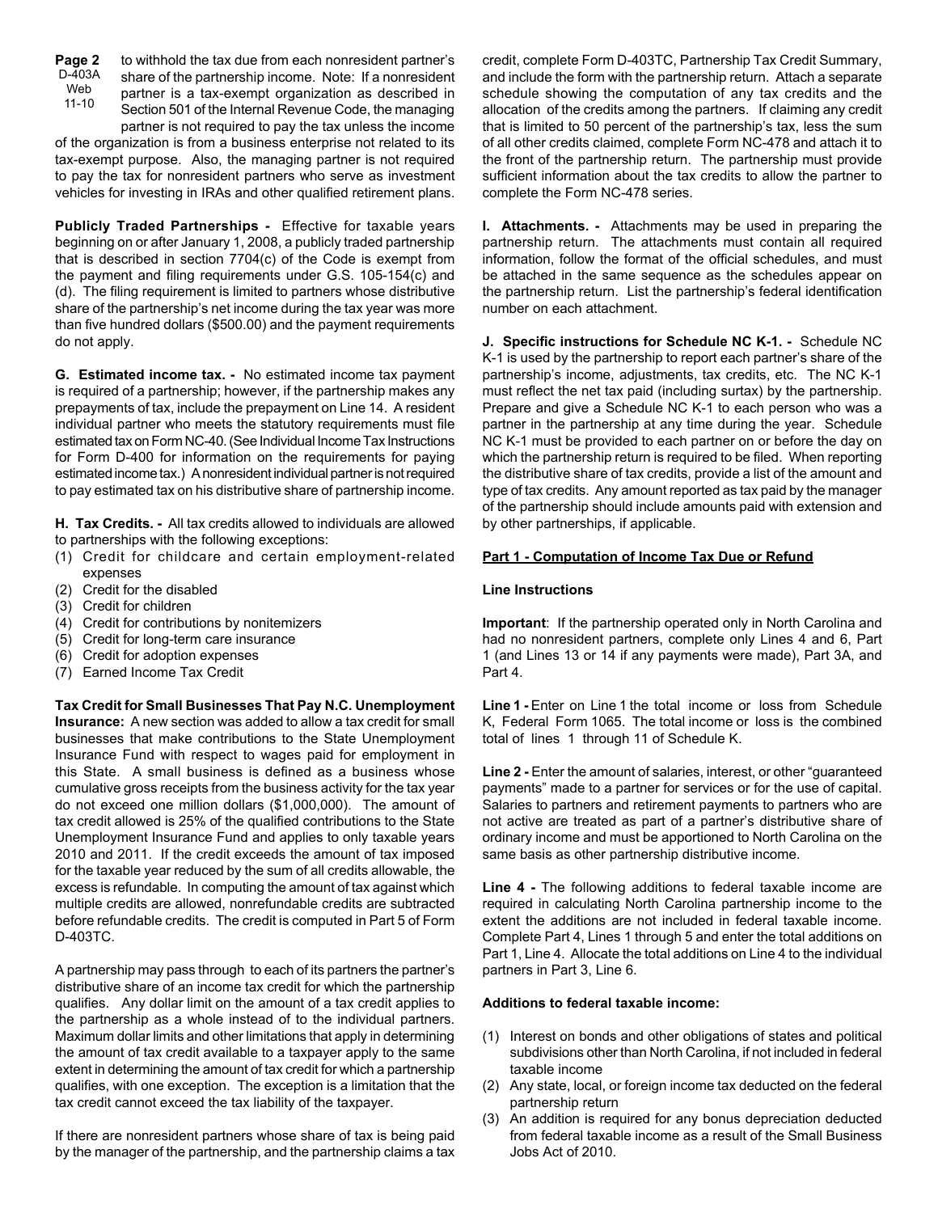to withhold the tax due from each nonresident partner's share of the partnership income. Note: If a nonresident partner is a tax-exempt organization as described in Section 501 of the Internal Revenue Code, the managing partner is not required to pay the tax unless the income of the organization is from a business enterprise not related to its tax-exempt purpose. Also, the managing partner is not required to pay the tax for nonresident partners who serve as investment vehicles for investing in IRAs and other qualified retirement plans.

**Publicly Traded Partnerships -** Effective for taxable years beginning on or after January 1, 2008, a publicly traded partnership that is described in section 7704(c) of the Code is exempt from the payment and filing requirements under G.S. 105-154(c) and (d). The filing requirement is limited to partners whose distributive share of the partnership's net income during the tax year was more than five hundred dollars ($500.00) and the payment requirements do not apply.

**G. Estimated income tax. -** No estimated income tax payment is required of a partnership; however, if the partnership makes any prepayments of tax, include the prepayment on Line 14. A resident individual partner who meets the statutory requirements must file estimated tax on Form NC-40. (See Individual Income Tax Instructions for Form D-400 for information on the requirements for paying estimated income tax.) A nonresident individual partner is not required to pay estimated tax on his distributive share of partnership income.

**H. Tax Credits. -** All tax credits allowed to individuals are allowed to partnerships with the following exceptions:

(1) Credit for childcare and certain employment-related expenses
(2) Credit for the disabled
(3) Credit for children
(4) Credit for contributions by nonitemizers
(5) Credit for long-term care insurance
(6) Credit for adoption expenses
(7) Earned Income Tax Credit

**Tax Credit for Small Businesses That Pay N.C. Unemployment Insurance:** A new section was added to allow a tax credit for small businesses that make contributions to the State Unemployment Insurance Fund with respect to wages paid for employment in this State. A small business is defined as a business whose cumulative gross receipts from the business activity for the tax year do not exceed one million dollars ($1,000,000). The amount of tax credit allowed is 25% of the qualified contributions to the State Unemployment Insurance Fund and applies to only taxable years 2010 and 2011. If the credit exceeds the amount of tax imposed for the taxable year reduced by the sum of all credits allowable, the excess is refundable. In computing the amount of tax against which multiple credits are allowed, nonrefundable credits are subtracted before refundable credits. The credit is computed in Part 5 of Form D-403TC.

A partnership may pass through to each of its partners the partner's distributive share of an income tax credit for which the partnership qualifies. Any dollar limit on the amount of a tax credit applies to the partnership as a whole instead of to the individual partners. Maximum dollar limits and other limitations that apply in determining the amount of tax credit available to a taxpayer apply to the same extent in determining the amount of tax credit for which a partnership qualifies, with one exception. The exception is a limitation that the tax credit cannot exceed the tax liability of the taxpayer.

If there are nonresident partners whose share of tax is being paid by the manager of the partnership, and the partnership claims a tax credit, complete Form D-403TC, Partnership Tax Credit Summary, and include the form with the partnership return. Attach a separate schedule showing the computation of any tax credits and the allocation of the credits among the partners. If claiming any credit that is limited to 50 percent of the partnership's tax, less the sum of all other credits claimed, complete Form NC-478 and attach it to the front of the partnership return. The partnership must provide sufficient information about the tax credits to allow the partner to complete the Form NC-478 series.

**I. Attachments. -** Attachments may be used in preparing the partnership return. The attachments must contain all required information, follow the format of the official schedules, and must be attached in the same sequence as the schedules appear on the partnership return. List the partnership's federal identification number on each attachment.

**J. Specific instructions for Schedule NC K-1. -** Schedule NC K-1 is used by the partnership to report each partner's share of the partnership's income, adjustments, tax credits, etc. The NC K-1 must reflect the net tax paid (including surtax) by the partnership. Prepare and give a Schedule NC K-1 to each person who was a partner in the partnership at any time during the year. Schedule NC K-1 must be provided to each partner on or before the day on which the partnership return is required to be filed. When reporting the distributive share of tax credits, provide a list of the amount and type of tax credits. Any amount reported as tax paid by the manager of the partnership should include amounts paid with extension and by other partnerships, if applicable.

## Part 1 - Computation of Income Tax Due or Refund

### Line Instructions

**Important**: If the partnership operated only in North Carolina and had no nonresident partners, complete only Lines 4 and 6, Part 1 (and Lines 13 or 14 if any payments were made), Part 3A, and Part 4.

**Line 1 -** Enter on Line 1 the total income or loss from Schedule K, Federal Form 1065. The total income or loss is the combined total of lines 1 through 11 of Schedule K.

**Line 2 -** Enter the amount of salaries, interest, or other "guaranteed payments" made to a partner for services or for the use of capital. Salaries to partners and retirement payments to partners who are not active are treated as part of a partner's distributive share of ordinary income and must be apportioned to North Carolina on the same basis as other partnership distributive income.

**Line 4 -** The following additions to federal taxable income are required in calculating North Carolina partnership income to the extent the additions are not included in federal taxable income. Complete Part 4, Lines 1 through 5 and enter the total additions on Part 1, Line 4. Allocate the total additions on Line 4 to the individual partners in Part 3, Line 6.

**Additions to federal taxable income:**

(1) Interest on bonds and other obligations of states and political subdivisions other than North Carolina, if not included in federal taxable income
(2) Any state, local, or foreign income tax deducted on the federal partnership return
(3) An addition is required for any bonus depreciation deducted from federal taxable income as a result of the Small Business Jobs Act of 2010.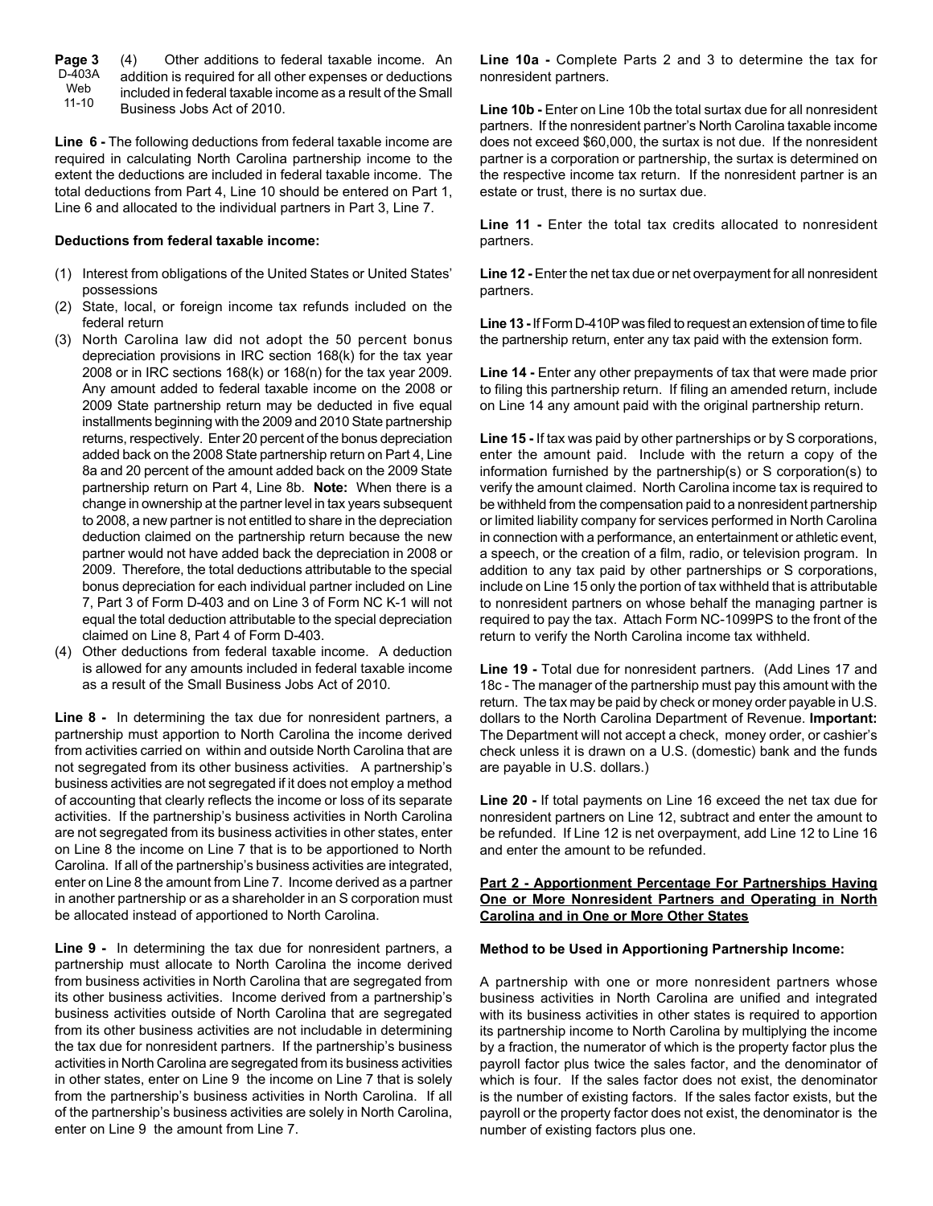(4) Other additions to federal taxable income. An addition is required for all other expenses or deductions included in federal taxable income as a result of the Small Business Jobs Act of 2010.

**Line 6 -** The following deductions from federal taxable income are required in calculating North Carolina partnership income to the extent the deductions are included in federal taxable income. The total deductions from Part 4, Line 10 should be entered on Part 1, Line 6 and allocated to the individual partners in Part 3, Line 7.

**Deductions from federal taxable income:**

(1) Interest from obligations of the United States or United States' possessions
(2) State, local, or foreign income tax refunds included on the federal return
(3) North Carolina law did not adopt the 50 percent bonus depreciation provisions in IRC section 168(k) for the tax year 2008 or in IRC sections 168(k) or 168(n) for the tax year 2009. Any amount added to federal taxable income on the 2008 or 2009 State partnership return may be deducted in five equal installments beginning with the 2009 and 2010 State partnership returns, respectively. Enter 20 percent of the bonus depreciation added back on the 2008 State partnership return on Part 4, Line 8a and 20 percent of the amount added back on the 2009 State partnership return on Part 4, Line 8b. **Note:** When there is a change in ownership at the partner level in tax years subsequent to 2008, a new partner is not entitled to share in the depreciation deduction claimed on the partnership return because the new partner would not have added back the depreciation in 2008 or 2009. Therefore, the total deductions attributable to the special bonus depreciation for each individual partner included on Line 7, Part 3 of Form D-403 and on Line 3 of Form NC K-1 will not equal the total deduction attributable to the special depreciation claimed on Line 8, Part 4 of Form D-403.
(4) Other deductions from federal taxable income. A deduction is allowed for any amounts included in federal taxable income as a result of the Small Business Jobs Act of 2010.

**Line 8 -** In determining the tax due for nonresident partners, a partnership must apportion to North Carolina the income derived from activities carried on within and outside North Carolina that are not segregated from its other business activities. A partnership's business activities are not segregated if it does not employ a method of accounting that clearly reflects the income or loss of its separate activities. If the partnership's business activities in North Carolina are not segregated from its business activities in other states, enter on Line 8 the income on Line 7 that is to be apportioned to North Carolina. If all of the partnership's business activities are integrated, enter on Line 8 the amount from Line 7. Income derived as a partner in another partnership or as a shareholder in an S corporation must be allocated instead of apportioned to North Carolina.

**Line 9 -** In determining the tax due for nonresident partners, a partnership must allocate to North Carolina the income derived from business activities in North Carolina that are segregated from its other business activities. Income derived from a partnership's business activities outside of North Carolina that are segregated from its other business activities are not includable in determining the tax due for nonresident partners. If the partnership's business activities in North Carolina are segregated from its business activities in other states, enter on Line 9 the income on Line 7 that is solely from the partnership's business activities in North Carolina. If all of the partnership's business activities are solely in North Carolina, enter on Line 9 the amount from Line 7.

**Line 10a -** Complete Parts 2 and 3 to determine the tax for nonresident partners.

**Line 10b -** Enter on Line 10b the total surtax due for all nonresident partners. If the nonresident partner's North Carolina taxable income does not exceed $60,000, the surtax is not due. If the nonresident partner is a corporation or partnership, the surtax is determined on the respective income tax return. If the nonresident partner is an estate or trust, there is no surtax due.

**Line 11 -** Enter the total tax credits allocated to nonresident partners.

**Line 12 -** Enter the net tax due or net overpayment for all nonresident partners.

**Line 13 -** If Form D-410P was filed to request an extension of time to file the partnership return, enter any tax paid with the extension form.

**Line 14 -** Enter any other prepayments of tax that were made prior to filing this partnership return. If filing an amended return, include on Line 14 any amount paid with the original partnership return.

**Line 15 -** If tax was paid by other partnerships or by S corporations, enter the amount paid. Include with the return a copy of the information furnished by the partnership(s) or S corporation(s) to verify the amount claimed. North Carolina income tax is required to be withheld from the compensation paid to a nonresident partnership or limited liability company for services performed in North Carolina in connection with a performance, an entertainment or athletic event, a speech, or the creation of a film, radio, or television program. In addition to any tax paid by other partnerships or S corporations, include on Line 15 only the portion of tax withheld that is attributable to nonresident partners on whose behalf the managing partner is required to pay the tax. Attach Form NC-1099PS to the front of the return to verify the North Carolina income tax withheld.

**Line 19 -** Total due for nonresident partners. (Add Lines 17 and 18c - The manager of the partnership must pay this amount with the return. The tax may be paid by check or money order payable in U.S. dollars to the North Carolina Department of Revenue. **Important:** The Department will not accept a check, money order, or cashier's check unless it is drawn on a U.S. (domestic) bank and the funds are payable in U.S. dollars.)

**Line 20 -** If total payments on Line 16 exceed the net tax due for nonresident partners on Line 12, subtract and enter the amount to be refunded. If Line 12 is net overpayment, add Line 12 to Line 16 and enter the amount to be refunded.

**Part 2 - Apportionment Percentage For Partnerships Having One or More Nonresident Partners and Operating in North Carolina and in One or More Other States**

**Method to be Used in Apportioning Partnership Income:**

A partnership with one or more nonresident partners whose business activities in North Carolina are unified and integrated with its business activities in other states is required to apportion its partnership income to North Carolina by multiplying the income by a fraction, the numerator of which is the property factor plus the payroll factor plus twice the sales factor, and the denominator of which is four. If the sales factor does not exist, the denominator is the number of existing factors. If the sales factor exists, but the payroll or the property factor does not exist, the denominator is the number of existing factors plus one.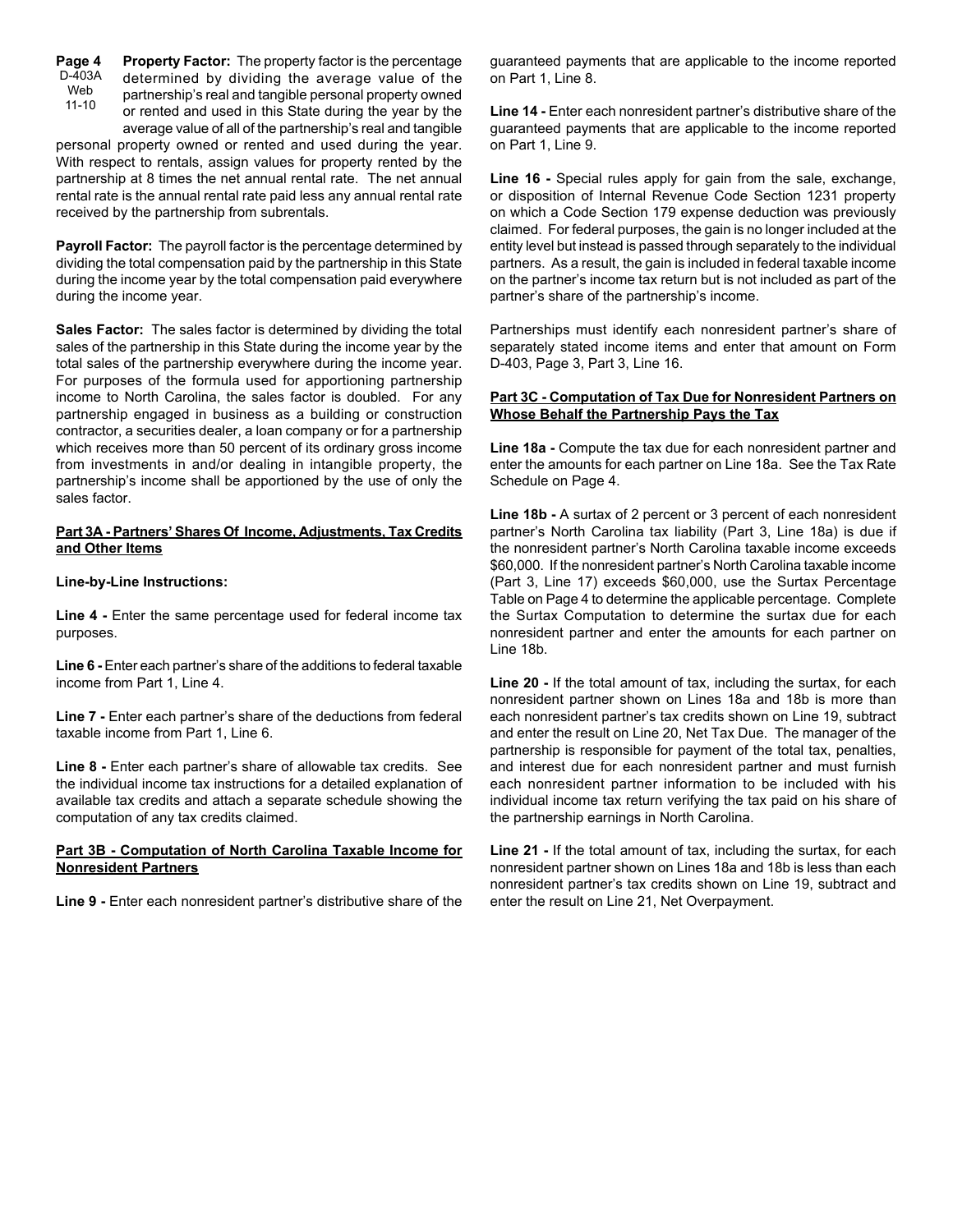**Property Factor:** The property factor is the percentage determined by dividing the average value of the partnership's real and tangible personal property owned or rented and used in this State during the year by the average value of all of the partnership's real and tangible personal property owned or rented and used during the year. With respect to rentals, assign values for property rented by the partnership at 8 times the net annual rental rate. The net annual rental rate is the annual rental rate paid less any annual rental rate received by the partnership from subrentals.

**Payroll Factor:** The payroll factor is the percentage determined by dividing the total compensation paid by the partnership in this State during the income year by the total compensation paid everywhere during the income year.

**Sales Factor:** The sales factor is determined by dividing the total sales of the partnership in this State during the income year by the total sales of the partnership everywhere during the income year. For purposes of the formula used for apportioning partnership income to North Carolina, the sales factor is doubled. For any partnership engaged in business as a building or construction contractor, a securities dealer, a loan company or for a partnership which receives more than 50 percent of its ordinary gross income from investments in and/or dealing in intangible property, the partnership's income shall be apportioned by the use of only the sales factor.

**Part 3A - Partners' Shares Of Income, Adjustments, Tax Credits and Other Items**

**Line-by-Line Instructions:**

**Line 4 -** Enter the same percentage used for federal income tax purposes.

**Line 6 -** Enter each partner's share of the additions to federal taxable income from Part 1, Line 4.

**Line 7 -** Enter each partner's share of the deductions from federal taxable income from Part 1, Line 6.

**Line 8 -** Enter each partner's share of allowable tax credits. See the individual income tax instructions for a detailed explanation of available tax credits and attach a separate schedule showing the computation of any tax credits claimed.

**Part 3B - Computation of North Carolina Taxable Income for Nonresident Partners**

**Line 9 -** Enter each nonresident partner's distributive share of the guaranteed payments that are applicable to the income reported on Part 1, Line 8.

**Line 14 -** Enter each nonresident partner's distributive share of the guaranteed payments that are applicable to the income reported on Part 1, Line 9.

**Line 16 -** Special rules apply for gain from the sale, exchange, or disposition of Internal Revenue Code Section 1231 property on which a Code Section 179 expense deduction was previously claimed. For federal purposes, the gain is no longer included at the entity level but instead is passed through separately to the individual partners. As a result, the gain is included in federal taxable income on the partner's income tax return but is not included as part of the partner's share of the partnership's income.

Partnerships must identify each nonresident partner's share of separately stated income items and enter that amount on Form D-403, Page 3, Part 3, Line 16.

**Part 3C - Computation of Tax Due for Nonresident Partners on Whose Behalf the Partnership Pays the Tax**

**Line 18a -** Compute the tax due for each nonresident partner and enter the amounts for each partner on Line 18a. See the Tax Rate Schedule on Page 4.

**Line 18b -** A surtax of 2 percent or 3 percent of each nonresident partner's North Carolina tax liability (Part 3, Line 18a) is due if the nonresident partner's North Carolina taxable income exceeds $60,000. If the nonresident partner's North Carolina taxable income (Part 3, Line 17) exceeds $60,000, use the Surtax Percentage Table on Page 4 to determine the applicable percentage. Complete the Surtax Computation to determine the surtax due for each nonresident partner and enter the amounts for each partner on Line 18b.

**Line 20 -** If the total amount of tax, including the surtax, for each nonresident partner shown on Lines 18a and 18b is more than each nonresident partner's tax credits shown on Line 19, subtract and enter the result on Line 20, Net Tax Due. The manager of the partnership is responsible for payment of the total tax, penalties, and interest due for each nonresident partner and must furnish each nonresident partner information to be included with his individual income tax return verifying the tax paid on his share of the partnership earnings in North Carolina.

**Line 21 -** If the total amount of tax, including the surtax, for each nonresident partner shown on Lines 18a and 18b is less than each nonresident partner's tax credits shown on Line 19, subtract and enter the result on Line 21, Net Overpayment.